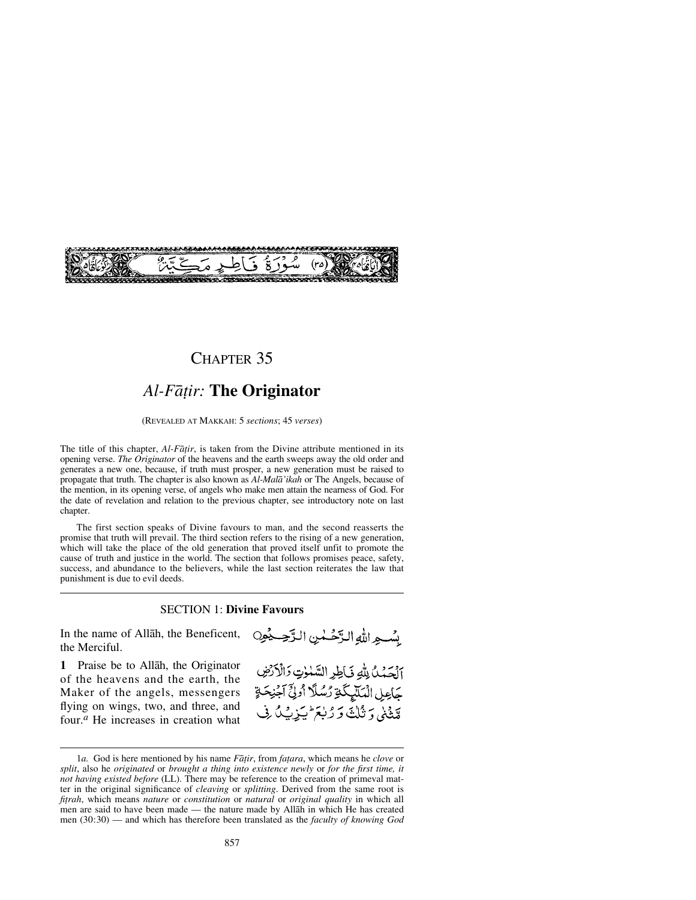سُوْرَةُ فَاطِرٍ مَكِّيَّةٌ (٣٥)

# CHAPTER 35

## *Al-Fāṭir:* The Originator

(REVEALED AT MAKKAH: 5 *sections*; 45 *verses*)

The title of this chapter, *Al-Fāṭir*, is taken from the Divine attribute mentioned in its opening verse. *The Originator* of the heavens and the earth sweeps away the old order and generates a new one, because, if truth must prosper, a new generation must be raised to propagate that truth. The chapter is also known as *Al-Malā'ikah* or The Angels, because of the mention, in its opening verse, of angels who make men attain the nearness of God. For the date of revelation and relation to the previous chapter, see introductory note on last chapter.

The first section speaks of Divine favours to man, and the second reasserts the promise that truth will prevail. The third section refers to the rising of a new generation, which will take the place of the old generation that proved itself unfit to promote the cause of truth and justice in the world. The section that follows promises peace, safety, success, and abundance to the believers, while the last section reiterates the law that punishment is due to evil deeds.

### SECTION 1: **Divine Favours**

In the name of Allāh, the Beneficent, the Merciful.

بِسْمِ اللّٰهِ الرَّحْمٰنِ الرَّحِيْمِ

**1** Praise be to Allāh, the Originator of the heavens and the earth, the Maker of the angels, messengers flying on wings, two, and three, and four.[a] He increases in creation what

اَلْحَمْدُ لِلّٰهِ فَاطِرِ السَّمٰوٰتِ وَالْاَرْضِ جَاعِلِ الْمَلٰٓئِكَةِ رُسُلًا اُولِيْٓ اَجْنِحَةٍ مَّثْنٰى وَثُلٰثَ وَرُبٰعَ ؕ يَزِيْدُ فِي

---

1*a*. God is here mentioned by his name *Fāṭir*, from *faṭara*, which means he *clove* or *split*, also he *originated* or *brought a thing into existence newly* or *for the first time, it not having existed before* (LL). There may be reference to the creation of primeval matter in the original significance of *cleaving* or *splitting*. Derived from the same root is *fiṭrah*, which means *nature* or *constitution* or *natural* or *original quality* in which all men are said to have been made — the nature made by Allāh in which He has created men (30:30) — and which has therefore been translated as the *faculty of knowing God*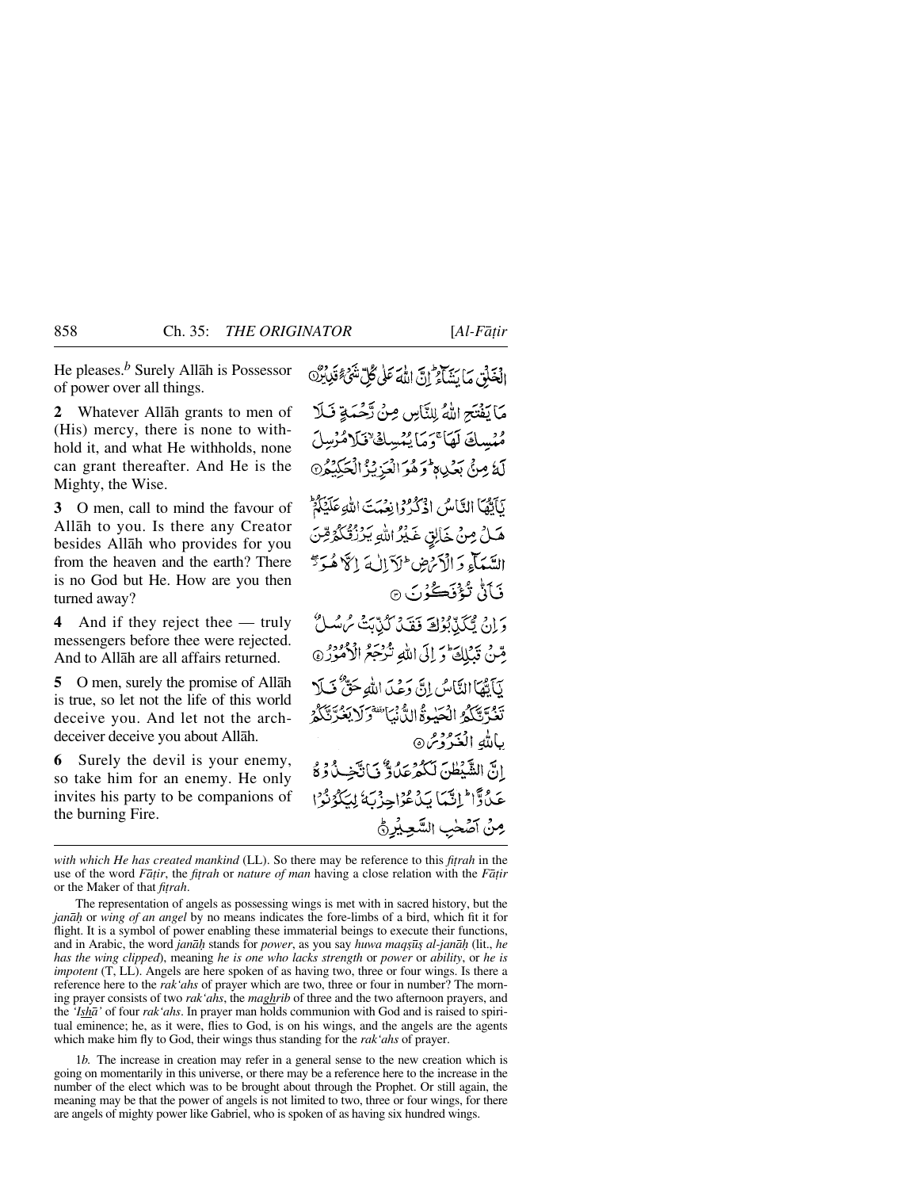He pleases.[b] Surely Allāh is Possessor of power over all things.

الْخَلْقِ مَا يَشَآءُ ؕ اِنَّ اللّٰهَ عَلٰی کُلِّ شَیۡءٍ قَدِیۡرٌ ﴿۱﴾

**2** Whatever Allāh grants to men of (His) mercy, there is none to withhold it, and what He withholds, none can grant thereafter. And He is the Mighty, the Wise.

مَا یَفۡتَحِ اللّٰهُ لِلنَّاسِ مِنۡ رَّحۡمَةٍ فَلَا مُمۡسِکَ لَهَا ۚ وَ مَا یُمۡسِکۡ ۙ فَلَا مُرۡسِلَ لَهٗ مِنۡۢ بَعۡدِهٖ ؕ وَ هُوَ الۡعَزِیۡزُ الۡحَکِیۡمُ ﴿۲﴾

**3** O men, call to mind the favour of Allāh to you. Is there any Creator besides Allāh who provides for you from the heaven and the earth? There is no God but He. How are you then turned away?

یٰۤاَیُّهَا النَّاسُ اذۡکُرُوۡا نِعۡمَتَ اللّٰهِ عَلَیۡکُمۡ ؕ هَلۡ مِنۡ خَالِقٍ غَیۡرُ اللّٰهِ یَرۡزُقُکُمۡ مِّنَ السَّمَآءِ وَ الۡاَرۡضِ ؕ لَاۤ اِلٰهَ اِلَّا هُوَ ۫ۖ فَاَنّٰی تُؤۡفَکُوۡنَ ﴿۳﴾

**4** And if they reject thee — truly messengers before thee were rejected. And to Allāh are all affairs returned.

وَ اِنۡ یُّکَذِّبُوۡکَ فَقَدۡ کُذِّبَتۡ رُسُلٌ مِّنۡ قَبۡلِکَ ؕ وَ اِلَی اللّٰهِ تُرۡجَعُ الۡاُمُوۡرُ ﴿۴﴾

**5** O men, surely the promise of Allāh is true, so let not the life of this world deceive you. And let not the arch-deceiver deceive you about Allāh.

یٰۤاَیُّهَا النَّاسُ اِنَّ وَعۡدَ اللّٰهِ حَقٌّ فَلَا تَغُرَّنَّکُمُ الۡحَیٰوةُ الدُّنۡیَا ٝ وَ لَا یَغُرَّنَّکُمۡ بِاللّٰهِ الۡغَرُوۡرُ ﴿۵﴾

**6** Surely the devil is your enemy, so take him for an enemy. He only invites his party to be companions of the burning Fire.

اِنَّ الشَّیۡطٰنَ لَکُمۡ عَدُوٌّ فَاتَّخِذُوۡهُ عَدُوًّا ؕ اِنَّمَا یَدۡعُوۡا حِزۡبَهٗ لِیَکُوۡنُوۡا مِنۡ اَصۡحٰبِ السَّعِیۡرِ ؕ﴿۶﴾

---

*with which He has created mankind* (LL). So there may be reference to this *fiṭrah* in the use of the word *Fāṭir*, the *fiṭrah* or *nature of man* having a close relation with the *Fāṭir* or the Maker of that *fiṭrah*.

The representation of angels as possessing wings is met with in sacred history, but the *janāḥ* or *wing of an angel* by no means indicates the fore-limbs of a bird, which fit it for flight. It is a symbol of power enabling these immaterial beings to execute their functions, and in Arabic, the word *janāḥ* stands for *power*, as you say *huwa maqṣūṣ al-janāḥ* (lit., *he has the wing clipped*), meaning *he is one who lacks strength* or *power* or *ability*, or *he is impotent* (T, LL). Angels are here spoken of as having two, three or four wings. Is there a reference here to the *rak'ahs* of prayer which are two, three or four in number? The morning prayer consists of two *rak'ahs*, the *maghrib* of three and the two afternoon prayers, and the *'Ishā'* of four *rak'ahs*. In prayer man holds communion with God and is raised to spiritual eminence; he, as it were, flies to God, is on his wings, and the angels are the agents which make him fly to God, their wings thus standing for the *rak'ahs* of prayer.

1*b*. The increase in creation may refer in a general sense to the new creation which is going on momentarily in this universe, or there may be a reference here to the increase in the number of the elect which was to be brought about through the Prophet. Or still again, the meaning may be that the power of angels is not limited to two, three or four wings, for there are angels of mighty power like Gabriel, who is spoken of as having six hundred wings.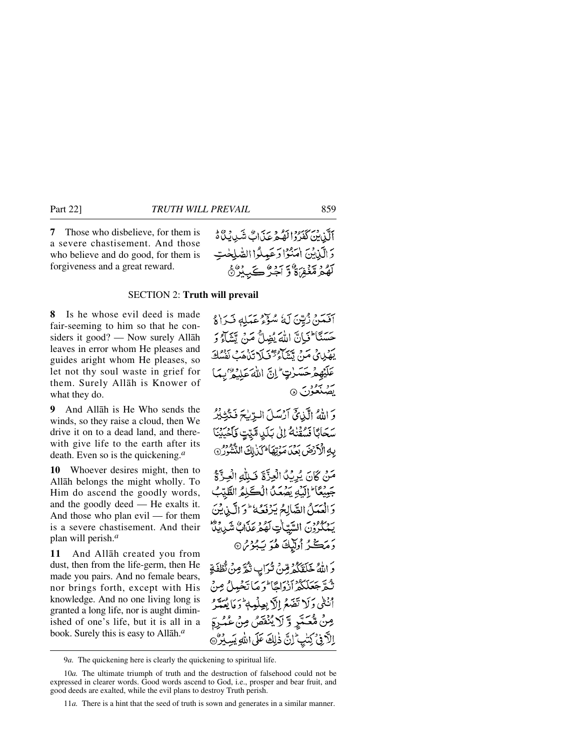**7** Those who disbelieve, for them is a severe chastisement. And those who believe and do good, for them is forgiveness and a great reward.

اَلَّذِيْنَ كَفَرُوْا لَهُمْ عَذَابٌ شَدِيْدٌ ۚ وَ الَّذِيْنَ اٰمَنُوْا وَ عَمِلُوا الصّٰلِحٰتِ لَهُمْ مَّغْفِرَةٌ وَّ اَجْرٌ كَبِيْرٌ ۟

## SECTION 2: Truth will prevail

**8** Is he whose evil deed is made fair-seeming to him so that he considers it good? — Now surely Allāh leaves in error whom He pleases and guides aright whom He pleases, so let not thy soul waste in grief for them. Surely Allāh is Knower of what they do.

اَفَمَنْ زُيِّنَ لَهٗ سُوْٓءُ عَمَلِهٖ فَرَاٰهُ حَسَنًا ؕ فَاِنَّ اللّٰهَ يُضِلُّ مَنْ يَّشَآءُ وَ يَهْدِيْ مَنْ يَّشَآءُ ۖ فَلَا تَذْهَبْ نَفْسُكَ عَلَيْهِمْ حَسَرٰتٍ ؕ اِنَّ اللّٰهَ عَلِيْمٌۢ بِمَا يَصْنَعُوْنَ ۟

**9** And Allāh is He Who sends the winds, so they raise a cloud, then We drive it on to a dead land, and therewith give life to the earth after its death. Even so is the quickening.[a]

وَ اللّٰهُ الَّذِيْۤ اَرْسَلَ الرِّيٰحَ فَتُثِيْرُ سَحَابًا فَسُقْنٰهُ اِلٰى بَلَدٍ مَّيِّتٍ فَاَحْيَيْنَا بِهِ الْاَرْضَ بَعْدَ مَوْتِهَا ؕ كَذٰلِكَ النُّشُوْرُ ۟

**10** Whoever desires might, then to Allāh belongs the might wholly. To Him do ascend the goodly words, and the goodly deed — He exalts it. And those who plan evil — for them is a severe chastisement. And their plan will perish.[a]

مَنْ كَانَ يُرِيْدُ الْعِزَّةَ فَلِلّٰهِ الْعِزَّةُ جَمِيْعًا ؕ اِلَيْهِ يَصْعَدُ الْكَلِمُ الطَّيِّبُ وَ الْعَمَلُ الصَّالِحُ يَرْفَعُهٗ ؕ وَ الَّذِيْنَ يَمْكُرُوْنَ السَّيِّاٰتِ لَهُمْ عَذَابٌ شَدِيْدٌ ؕ وَ مَكْرُ اُولٰٓئِكَ هُوَ يَبُوْرُ ۟

**11** And Allāh created you from dust, then from the life-germ, then He made you pairs. And no female bears, nor brings forth, except with His knowledge. And no one living long is granted a long life, nor is aught diminished of one's life, but it is all in a book. Surely this is easy to Allāh.[a]

وَ اللّٰهُ خَلَقَكُمْ مِّنْ تُرَابٍ ثُمَّ مِنْ نُّطْفَةٍ ثُمَّ جَعَلَكُمْ اَزْوَاجًا ؕ وَ مَا تَحْمِلُ مِنْ اُنْثٰى وَ لَا تَضَعُ اِلَّا بِعِلْمِهٖ ؕ وَ مَا يُعَمَّرُ مِنْ مُّعَمَّرٍ وَّ لَا يُنْقَصُ مِنْ عُمُرِهٖۤ اِلَّا فِيْ كِتٰبٍ ؕ اِنَّ ذٰلِكَ عَلَى اللّٰهِ يَسِيْرٌ ۟

---

9*a.* The quickening here is clearly the quickening to spiritual life.

10*a.* The ultimate triumph of truth and the destruction of falsehood could not be expressed in clearer words. Good words ascend to God, i.e., prosper and bear fruit, and good deeds are exalted, while the evil plans to destroy Truth perish.

11*a.* There is a hint that the seed of truth is sown and generates in a similar manner.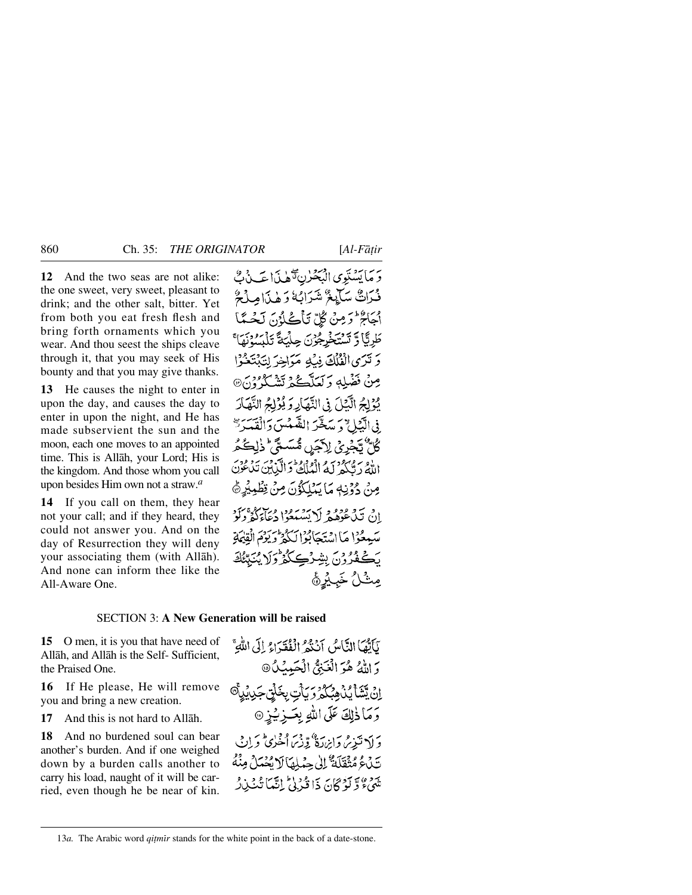**12** And the two seas are not alike: the one sweet, very sweet, pleasant to drink; and the other salt, bitter. Yet from both you eat fresh flesh and bring forth ornaments which you wear. And thou seest the ships cleave through it, that you may seek of His bounty and that you may give thanks.

وَ مَا يَسْتَوِي الْبَحْرٰنِ ۖ هٰذَا عَذْبٌ فُرَاتٌ سَآئِغٌ شَرَابُهٗ وَ هٰذَا مِلْحٌ اُجَاجٌ ؕ وَ مِنْ كُلٍّ تَاْكُلُوْنَ لَحْمًا طَرِيًّا وَّ تَسْتَخْرِجُوْنَ حِلْيَةً تَلْبَسُوْنَهَا ۚ وَ تَرَى الْفُلْكَ فِيْهِ مَوَاخِرَ لِتَبْتَغُوْا مِنْ فَضْلِهٖ وَ لَعَلَّكُمْ تَشْكُرُوْنَ ﴿۱۲﴾

**13** He causes the night to enter in upon the day, and causes the day to enter in upon the night, and He has made subservient the sun and the moon, each one moves to an appointed time. This is Allāh, your Lord; His is the kingdom. And those whom you call upon besides Him own not a straw.[a]

يُوْلِجُ الَّيْلَ فِي النَّهَارِ وَ يُوْلِجُ النَّهَارَ فِي الَّيْلِ ۙ وَ سَخَّرَ الشَّمْسَ وَ الْقَمَرَ ۫ۖ كُلٌّ يَّجْرِيْ لِاَجَلٍ مُّسَمًّى ؕ ذٰلِكُمُ اللّٰهُ رَبُّكُمْ لَهُ الْمُلْكُ ؕ وَ الَّذِيْنَ تَدْعُوْنَ مِنْ دُوْنِهٖ مَا يَمْلِكُوْنَ مِنْ قِطْمِيْرٍ ﴿۱۳﴾

**14** If you call on them, they hear not your call; and if they heard, they could not answer you. And on the day of Resurrection they will deny your associating them (with Allāh). And none can inform thee like the All-Aware One.

اِنْ تَدْعُوْهُمْ لَا يَسْمَعُوْا دُعَآءَكُمْ ۚ وَ لَوْ سَمِعُوْا مَا اسْتَجَابُوْا لَكُمْ ؕ وَ يَوْمَ الْقِيٰمَةِ يَكْفُرُوْنَ بِشِرْكِكُمْ ؕ وَ لَا يُنَبِّئُكَ مِثْلُ خَبِيْرٍ ﴿۱۴﴾

## SECTION 3: **A New Generation will be raised**

**15** O men, it is you that have need of Allāh, and Allāh is the Self- Sufficient, the Praised One.

يٰۤاَيُّهَا النَّاسُ اَنْتُمُ الْفُقَرَآءُ اِلَى اللّٰهِ ۚ وَ اللّٰهُ هُوَ الْغَنِيُّ الْحَمِيْدُ ﴿۱۵﴾

**16** If He please, He will remove you and bring a new creation.

اِنْ يَّشَاْ يُذْهِبْكُمْ وَ يَاْتِ بِخَلْقٍ جَدِيْدٍ ﴿۱۶﴾

**17** And this is not hard to Allāh.

وَ مَا ذٰلِكَ عَلَى اللّٰهِ بِعَزِيْزٍ ﴿۱۷﴾

**18** And no burdened soul can bear another's burden. And if one weighed down by a burden calls another to carry his load, naught of it will be carried, even though he be near of kin.

وَ لَا تَزِرُ وَازِرَةٌ وِّزْرَ اُخْرٰى ؕ وَ اِنْ تَدْعُ مُثْقَلَةٌ اِلٰى حِمْلِهَا لَا يُحْمَلْ مِنْهُ شَيْءٌ وَّ لَوْ كَانَ ذَا قُرْبٰى ؕ اِنَّمَا تُنْذِرُ

---

13*a*. The Arabic word *qiṭmīr* stands for the white point in the back of a date-stone.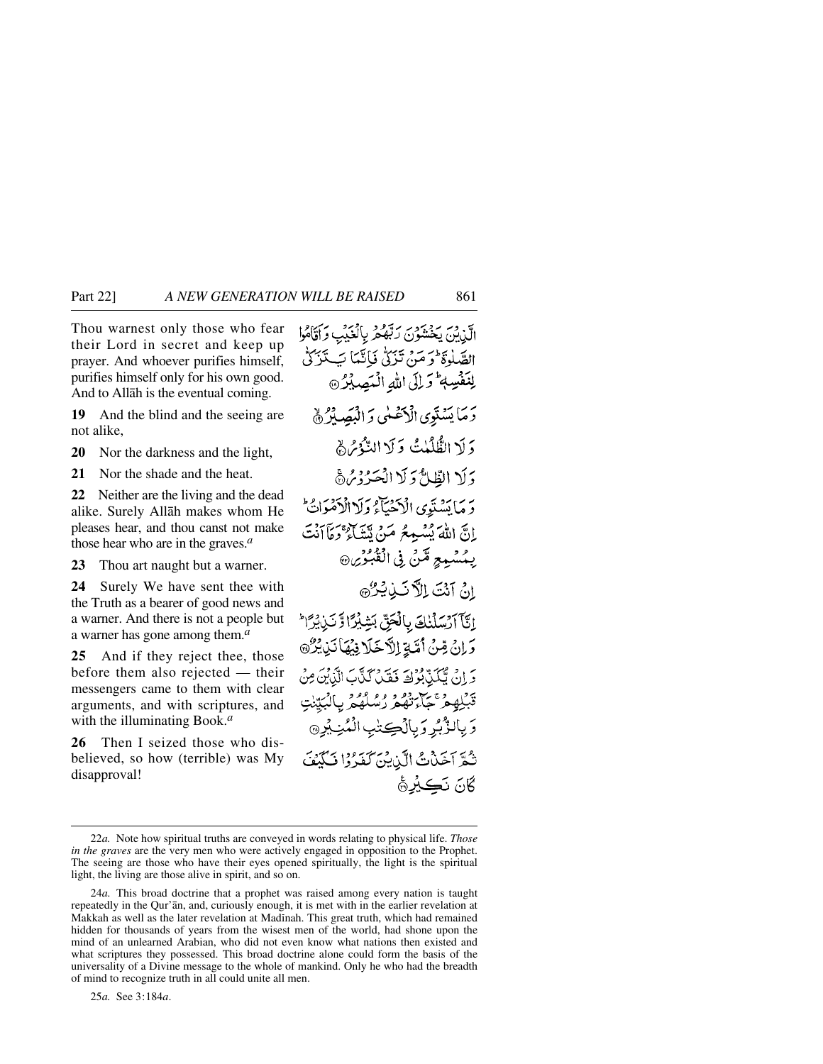Thou warnest only those who fear their Lord in secret and keep up prayer. And whoever purifies himself, purifies himself only for his own good. And to Allāh is the eventual coming.

الَّذِيْنَ يَخْشَوْنَ رَبَّهُمْ بِالْغَيْبِ وَاَقَامُوا الصَّلٰوةَ ۭ وَمَنْ تَزَكّٰى فَاِنَّمَا يَتَزَكّٰى لِنَفْسِهٖ ۭ وَاِلَى اللّٰهِ الْمَصِيْرُ ﴿۱۸﴾

**19** And the blind and the seeing are not alike,

وَمَا يَسْتَوِى الْاَعْمٰى وَالْبَصِيْرُ ﴿۱۹﴾

**20** Nor the darkness and the light,

وَلَا الظُّلُمٰتُ وَلَا النُّوْرُ ﴿۲۰﴾

**21** Nor the shade and the heat.

وَلَا الظِّلُّ وَلَا الْحَرُوْرُ ﴿۲۱﴾

**22** Neither are the living and the dead alike. Surely Allāh makes whom He pleases hear, and thou canst not make those hear who are in the graves.[a]

وَمَا يَسْتَوِى الْاَحْيَآءُ وَلَا الْاَمْوَاتُ ۭ اِنَّ اللّٰهَ يُسْمِعُ مَنْ يَّشَآءُ ۚ وَمَآ اَنْتَ بِمُسْمِعٍ مَّنْ فِى الْقُبُوْرِ ﴿۲۲﴾

**23** Thou art naught but a warner.

اِنْ اَنْتَ اِلَّا نَذِيْرٌ ﴿۲۳﴾

**24** Surely We have sent thee with the Truth as a bearer of good news and a warner. And there is not a people but a warner has gone among them.[a]

اِنَّآ اَرْسَلْنٰكَ بِالْحَقِّ بَشِيْرًا وَّنَذِيْرًا ۭ وَاِنْ مِّنْ اُمَّةٍ اِلَّا خَلَا فِيْهَا نَذِيْرٌ ﴿۲۴﴾

**25** And if they reject thee, those before them also rejected — their messengers came to them with clear arguments, and with scriptures, and with the illuminating Book.[a]

وَاِنْ يُّكَذِّبُوْكَ فَقَدْ كَذَّبَ الَّذِيْنَ مِنْ قَبْلِهِمْ ۚ جَآءَتْهُمْ رُسُلُهُمْ بِالْبَيِّنٰتِ وَبِالزُّبُرِ وَبِالْكِتٰبِ الْمُنِيْرِ ﴿۲۵﴾

**26** Then I seized those who disbelieved, so how (terrible) was My disapproval!

ثُمَّ اَخَذْتُ الَّذِيْنَ كَفَرُوْا فَكَيْفَ كَانَ نَكِيْرِ ﴿۲۶﴾

---

22*a.* Note how spiritual truths are conveyed in words relating to physical life. *Those in the graves* are the very men who were actively engaged in opposition to the Prophet. The seeing are those who have their eyes opened spiritually, the light is the spiritual light, the living are those alive in spirit, and so on.

24*a.* This broad doctrine that a prophet was raised among every nation is taught repeatedly in the Qur'ān, and, curiously enough, it is met with in the earlier revelation at Makkah as well as the later revelation at Madīnah. This great truth, which had remained hidden for thousands of years from the wisest men of the world, had shone upon the mind of an unlearned Arabian, who did not even know what nations then existed and what scriptures they possessed. This broad doctrine alone could form the basis of the universality of a Divine message to the whole of mankind. Only he who had the breadth of mind to recognize truth in all could unite all men.

25*a.* See 3:184*a*.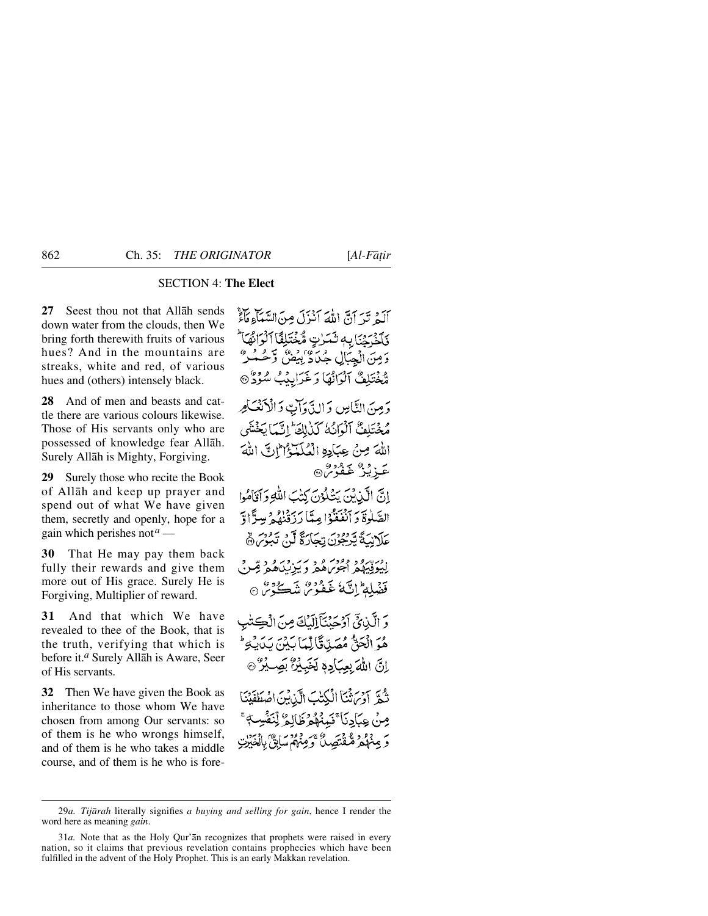## SECTION 4: **The Elect**

**27** Seest thou not that Allāh sends down water from the clouds, then We bring forth therewith fruits of various hues? And in the mountains are streaks, white and red, of various hues and (others) intensely black.

أَلَمْ تَرَ أَنَّ اللَّهَ أَنزَلَ مِنَ السَّمَاءِ مَاءً فَأَخْرَجْنَا بِهِ ثَمَرَاتٍ مُّخْتَلِفًا أَلْوَانُهَا ۚ وَمِنَ الْجِبَالِ جُدَدٌ بِيضٌ وَحُمْرٌ مُّخْتَلِفٌ أَلْوَانُهَا وَغَرَابِيبُ سُودٌ ﴿٢٧﴾

**28** And of men and beasts and cattle there are various colours likewise. Those of His servants only who are possessed of knowledge fear Allāh. Surely Allāh is Mighty, Forgiving.

وَمِنَ النَّاسِ وَالدَّوَابِّ وَالْأَنْعَامِ مُخْتَلِفٌ أَلْوَانُهُ كَذَٰلِكَ ۗ إِنَّمَا يَخْشَى اللَّهَ مِنْ عِبَادِهِ الْعُلَمَاءُ ۗ إِنَّ اللَّهَ عَزِيزٌ غَفُورٌ ﴿٢٨﴾

**29** Surely those who recite the Book of Allāh and keep up prayer and spend out of what We have given them, secretly and openly, hope for a gain which perishes not[a] —

إِنَّ الَّذِينَ يَتْلُونَ كِتَابَ اللَّهِ وَأَقَامُوا الصَّلَاةَ وَأَنفَقُوا مِمَّا رَزَقْنَاهُمْ سِرًّا وَعَلَانِيَةً يَرْجُونَ تِجَارَةً لَّن تَبُورَ ﴿٢٩﴾

**30** That He may pay them back fully their rewards and give them more out of His grace. Surely He is Forgiving, Multiplier of reward.

لِيُوَفِّيَهُمْ أُجُورَهُمْ وَيَزِيدَهُم مِّن فَضْلِهِ ۚ إِنَّهُ غَفُورٌ شَكُورٌ ﴿٣٠﴾

**31** And that which We have revealed to thee of the Book, that is the truth, verifying that which is before it.[a] Surely Allāh is Aware, Seer of His servants.

وَالَّذِي أَوْحَيْنَا إِلَيْكَ مِنَ الْكِتَابِ هُوَ الْحَقُّ مُصَدِّقًا لِّمَا بَيْنَ يَدَيْهِ ۗ إِنَّ اللَّهَ بِعِبَادِهِ لَخَبِيرٌ بَصِيرٌ ﴿٣١﴾

**32** Then We have given the Book as inheritance to those whom We have chosen from among Our servants: so of them is he who wrongs himself, and of them is he who takes a middle course, and of them is he who is fore-

ثُمَّ أَوْرَثْنَا الْكِتَابَ الَّذِينَ اصْطَفَيْنَا مِنْ عِبَادِنَا ۖ فَمِنْهُمْ ظَالِمٌ لِّنَفْسِهِ وَمِنْهُم مُّقْتَصِدٌ وَمِنْهُمْ سَابِقٌ بِالْخَيْرَاتِ

---

29*a.* *Tijārah* literally signifies *a buying and selling for gain*, hence I render the word here as meaning *gain*.

31*a.* Note that as the Holy Qur'ān recognizes that prophets were raised in every nation, so it claims that previous revelation contains prophecies which have been fulfilled in the advent of the Holy Prophet. This is an early Makkan revelation.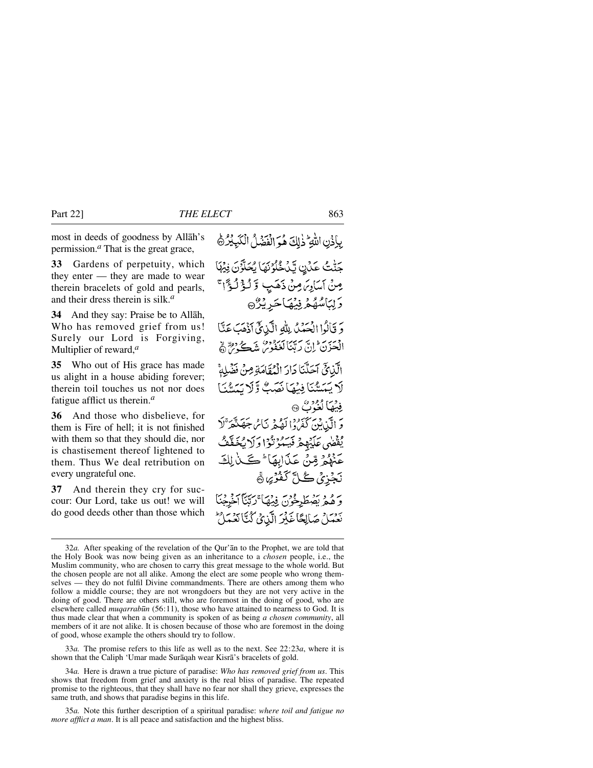most in deeds of goodness by Allāh's permission.[a] That is the great grace,

بِإِذْنِ اللّٰهِ ۚ ذٰلِكَ هُوَ الْفَضْلُ الْكَبِيْرُ ﴿۳۲﴾

**33** Gardens of perpetuity, which they enter — they are made to wear therein bracelets of gold and pearls, and their dress therein is silk.[a]

جَنّٰتُ عَدْنٍ يَّدْخُلُوْنَهَا يُحَلَّوْنَ فِيْهَا مِنْ اَسَاوِرَ مِنْ ذَهَبٍ وَّ لُؤْلُؤًا ۚ وَ لِبَاسُهُمْ فِيْهَا حَرِيْرٌ ﴿۳۳﴾

**34** And they say: Praise be to Allāh, Who has removed grief from us! Surely our Lord is Forgiving, Multiplier of reward,[a]

وَ قَالُوا الْحَمْدُ لِلّٰهِ الَّذِيْۤ اَذْهَبَ عَنَّا الْحَزَنَ ؕ اِنَّ رَبَّنَا لَغَفُوْرٌ شَكُوْرُ ﴿۳۴﴾

**35** Who out of His grace has made us alight in a house abiding forever; therein toil touches us not nor does fatigue afflict us therein.[a]

الَّذِيْۤ اَحَلَّنَا دَارَ الْمُقَامَةِ مِنْ فَضْلِهٖ ۚ لَا يَمَسُّنَا فِيْهَا نَصَبٌ وَّ لَا يَمَسُّنَا فِيْهَا لُغُوْبٌ ﴿۳۵﴾

**36** And those who disbelieve, for them is Fire of hell; it is not finished with them so that they should die, nor is chastisement thereof lightened to them. Thus We deal retribution on every ungrateful one.

وَ الَّذِيْنَ كَفَرُوْا لَهُمْ نَارُ جَهَنَّمَ ۚ لَا يُقْضٰى عَلَيْهِمْ فَيَمُوْتُوْا وَ لَا يُخَفَّفُ عَنْهُمْ مِّنْ عَذَابِهَا ؕ كَذٰلِكَ نَجْزِيْ كُلَّ كَفُوْرٍ ﴿۳۶﴾

**37** And therein they cry for succour: Our Lord, take us out! we will do good deeds other than those which

وَ هُمْ يَصْطَرِخُوْنَ فِيْهَا ۚ رَبَّنَاۤ اَخْرِجْنَا نَعْمَلْ صَالِحًا غَيْرَ الَّذِيْ كُنَّا نَعْمَلُ ؕ

---

32*a.* After speaking of the revelation of the Qur'ān to the Prophet, we are told that the Holy Book was now being given as an inheritance to a *chosen* people, i.e., the Muslim community, who are chosen to carry this great message to the whole world. But the chosen people are not all alike. Among the elect are some people who wrong themselves — they do not fulfil Divine commandments. There are others among them who follow a middle course; they are not wrongdoers but they are not very active in the doing of good. There are others still, who are foremost in the doing of good, who are elsewhere called *muqarrabūn* (56:11), those who have attained to nearness to God. It is thus made clear that when a community is spoken of as being *a chosen community*, all members of it are not alike. It is chosen because of those who are foremost in the doing of good, whose example the others should try to follow.

33*a.* The promise refers to this life as well as to the next. See 22:23*a*, where it is shown that the Caliph 'Umar made Surāqah wear Kisrā's bracelets of gold.

34*a.* Here is drawn a true picture of paradise: *Who has removed grief from us*. This shows that freedom from grief and anxiety is the real bliss of paradise. The repeated promise to the righteous, that they shall have no fear nor shall they grieve, expresses the same truth, and shows that paradise begins in this life.

35*a.* Note this further description of a spiritual paradise: *where toil and fatigue no more afflict a man*. It is all peace and satisfaction and the highest bliss.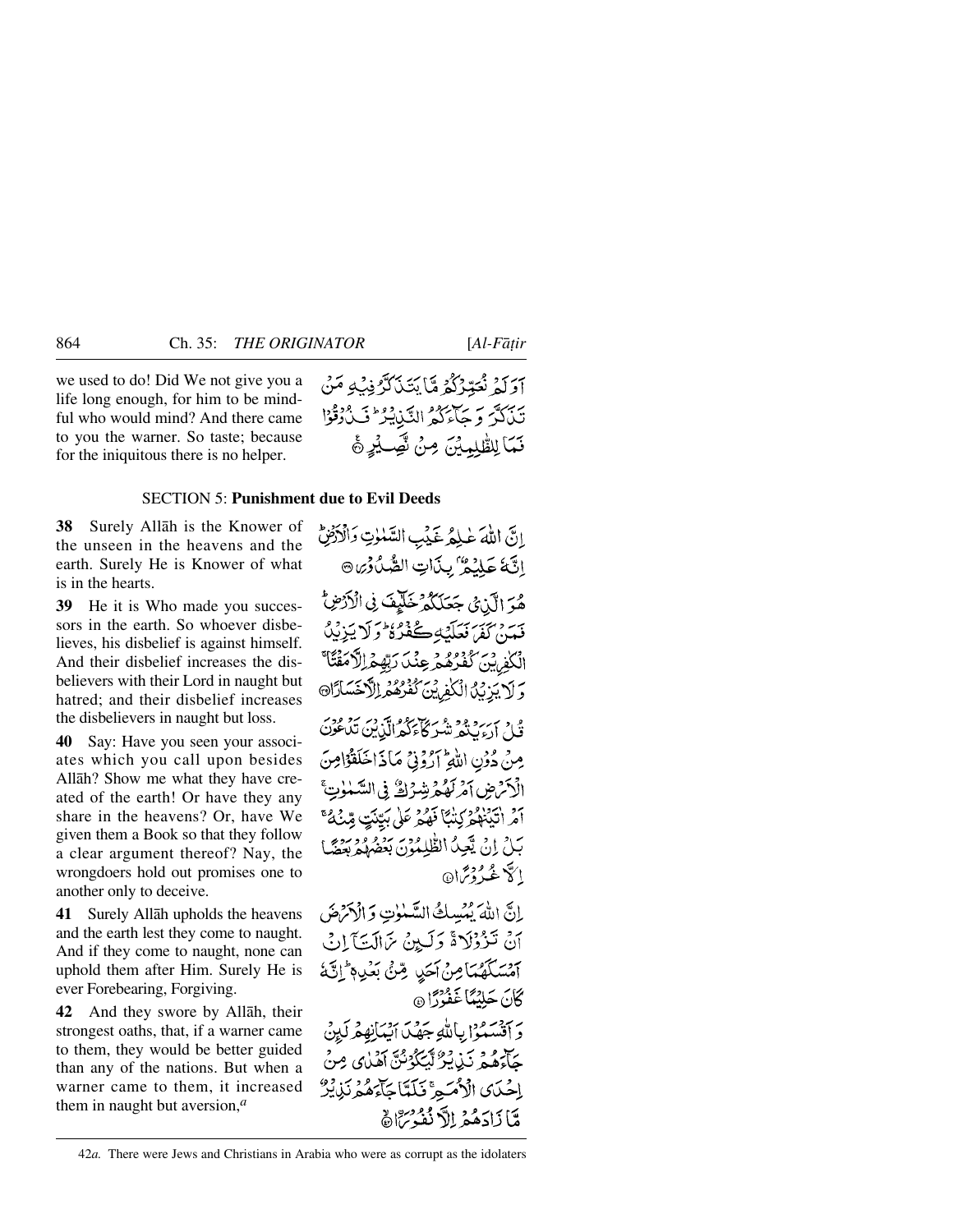we used to do! Did We not give you a life long enough, for him to be mindful who would mind? And there came to you the warner. So taste; because for the iniquitous there is no helper.

أَوَلَمْ نُعَمِّرْكُم مَّا يَتَذَكَّرُ فِيهِ مَن تَذَكَّرَ وَجَاءَكُمُ النَّذِيرُ ۖ فَذُوقُوا فَمَا لِلظَّالِمِينَ مِن نَّصِيرٍ ﴿٣٧﴾

## SECTION 5: Punishment due to Evil Deeds

**38** Surely Allāh is the Knower of the unseen in the heavens and the earth. Surely He is Knower of what is in the hearts.

إِنَّ اللَّهَ عَالِمُ غَيْبِ السَّمَاوَاتِ وَالْأَرْضِ ۚ إِنَّهُ عَلِيمٌ بِذَاتِ الصُّدُورِ ﴿٣٨﴾

**39** He it is Who made you successors in the earth. So whoever disbelieves, his disbelief is against himself. And their disbelief increases the disbelievers with their Lord in naught but hatred; and their disbelief increases the disbelievers in naught but loss.

هُوَ الَّذِي جَعَلَكُمْ خَلَائِفَ فِي الْأَرْضِ ۚ فَمَن كَفَرَ فَعَلَيْهِ كُفْرُهُ ۖ وَلَا يَزِيدُ الْكَافِرِينَ كُفْرُهُمْ عِندَ رَبِّهِمْ إِلَّا مَقْتًا ۖ وَلَا يَزِيدُ الْكَافِرِينَ كُفْرُهُمْ إِلَّا خَسَارًا ﴿٣٩﴾

**40** Say: Have you seen your associates which you call upon besides Allāh? Show me what they have created of the earth! Or have they any share in the heavens? Or, have We given them a Book so that they follow a clear argument thereof? Nay, the wrongdoers hold out promises one to another only to deceive.

قُلْ أَرَأَيْتُمْ شُرَكَاءَكُمُ الَّذِينَ تَدْعُونَ مِن دُونِ اللَّهِ أَرُونِي مَاذَا خَلَقُوا مِنَ الْأَرْضِ أَمْ لَهُمْ شِرْكٌ فِي السَّمَاوَاتِ أَمْ آتَيْنَاهُمْ كِتَابًا فَهُمْ عَلَىٰ بَيِّنَتٍ مِّنْهُ ۚ بَلْ إِن يَعِدُ الظَّالِمُونَ بَعْضُهُم بَعْضًا إِلَّا غُرُورًا ﴿٤٠﴾

**41** Surely Allāh upholds the heavens and the earth lest they come to naught. And if they come to naught, none can uphold them after Him. Surely He is ever Forebearing, Forgiving.

إِنَّ اللَّهَ يُمْسِكُ السَّمَاوَاتِ وَالْأَرْضَ أَن تَزُولَا ۚ وَلَئِن زَالَتَا إِنْ أَمْسَكَهُمَا مِنْ أَحَدٍ مِّن بَعْدِهِ ۚ إِنَّهُ كَانَ حَلِيمًا غَفُورًا ﴿٤١﴾

**42** And they swore by Allāh, their strongest oaths, that, if a warner came to them, they would be better guided than any of the nations. But when a warner came to them, it increased them in naught but aversion,[a]

وَأَقْسَمُوا بِاللَّهِ جَهْدَ أَيْمَانِهِمْ لَئِن جَاءَهُمْ نَذِيرٌ لَّيَكُونُنَّ أَهْدَىٰ مِنْ إِحْدَى الْأُمَمِ ۖ فَلَمَّا جَاءَهُمْ نَذِيرٌ مَّا زَادَهُمْ إِلَّا نُفُورًا ﴿٤٢﴾

---

42*a*. There were Jews and Christians in Arabia who were as corrupt as the idolaters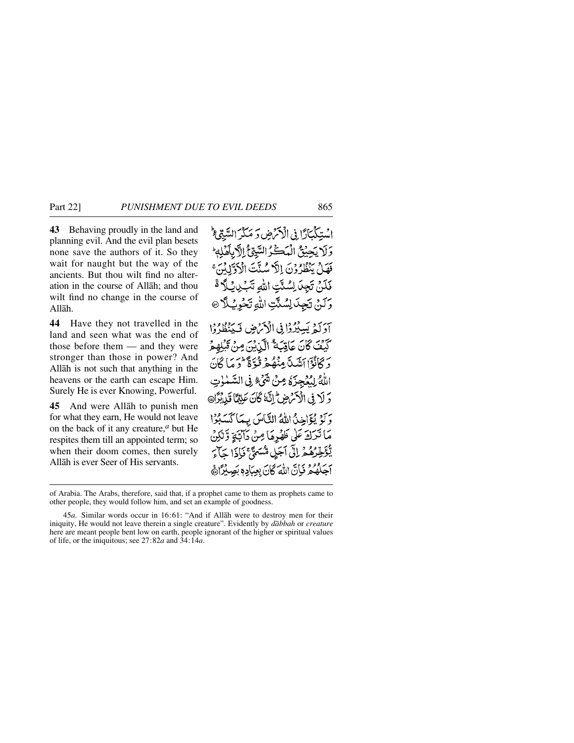**43** Behaving proudly in the land and planning evil. And the evil plan besets none save the authors of it. So they wait for naught but the way of the ancients. But thou wilt find no alteration in the course of Allāh; and thou wilt find no change in the course of Allāh.

اسْتِكْبَارًا فِي الْأَرْضِ وَمَكْرَ السَّيِّئِ ۚ وَلَا يَحِيقُ الْمَكْرُ السَّيِّئُ إِلَّا بِأَهْلِهِ ۚ فَهَلْ يَنظُرُونَ إِلَّا سُنَّتَ الْأَوَّلِينَ ۚ فَلَن تَجِدَ لِسُنَّتِ اللَّهِ تَبْدِيلًا ۖ وَلَن تَجِدَ لِسُنَّتِ اللَّهِ تَحْوِيلًا ﴿٤٣﴾

**44** Have they not travelled in the land and seen what was the end of those before them — and they were stronger than those in power? And Allāh is not such that anything in the heavens or the earth can escape Him. Surely He is ever Knowing, Powerful.

أَوَلَمْ يَسِيرُوا فِي الْأَرْضِ فَيَنظُرُوا كَيْفَ كَانَ عَاقِبَةُ الَّذِينَ مِن قَبْلِهِمْ وَكَانُوا أَشَدَّ مِنْهُمْ قُوَّةً ۚ وَمَا كَانَ اللَّهُ لِيُعْجِزَهُ مِن شَيْءٍ فِي السَّمَاوَاتِ وَلَا فِي الْأَرْضِ ۚ إِنَّهُ كَانَ عَلِيمًا قَدِيرًا ﴿٤٤﴾

**45** And were Allāh to punish men for what they earn, He would not leave on the back of it any creature,[a] but He respites them till an appointed term; so when their doom comes, then surely Allāh is ever Seer of His servants.

وَلَوْ يُؤَاخِذُ اللَّهُ النَّاسَ بِمَا كَسَبُوا مَا تَرَكَ عَلَىٰ ظَهْرِهَا مِن دَابَّةٍ وَلَٰكِن يُؤَخِّرُهُمْ إِلَىٰ أَجَلٍ مُّسَمًّى ۖ فَإِذَا جَاءَ أَجَلُهُمْ فَإِنَّ اللَّهَ كَانَ بِعِبَادِهِ بَصِيرًا ﴿٤٥﴾

---

of Arabia. The Arabs, therefore, said that, if a prophet came to them as prophets came to other people, they would follow him, and set an example of goodness.

45*a*. Similar words occur in 16:61: "And if Allāh were to destroy men for their iniquity, He would not leave therein a single creature". Evidently by *dābbah* or *creature* here are meant people bent low on earth, people ignorant of the higher or spiritual values of life, or the iniquitous; see 27:82*a* and 34:14*a*.